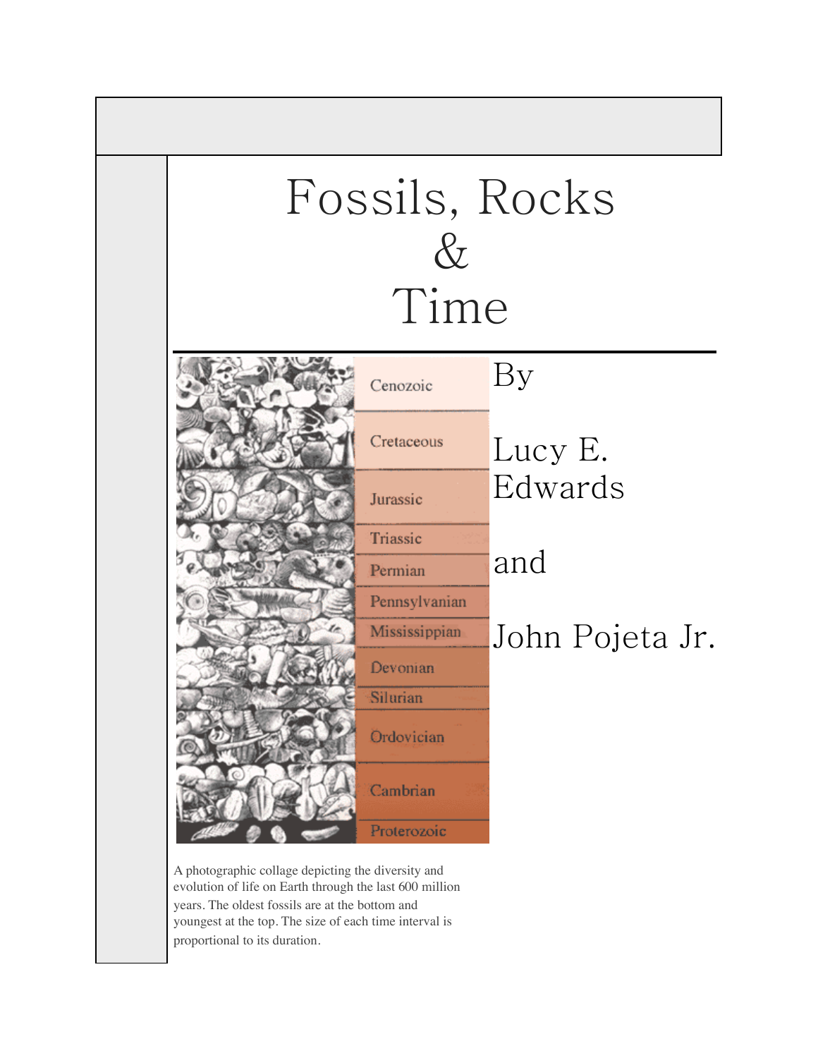# Fossils, Rocks & Time

By

Lucy E. Edwards

and

John Pojeta Jr.

Cenozoic
Cretaceous
Jurassic
Triassic
Permian
Pennsylvanian
Mississippian
Devonian
Silurian
Ordovician
Cambrian
Proterozoic

A photographic collage depicting the diversity and evolution of life on Earth through the last 600 million years. The oldest fossils are at the bottom and youngest at the top. The size of each time interval is proportional to its duration.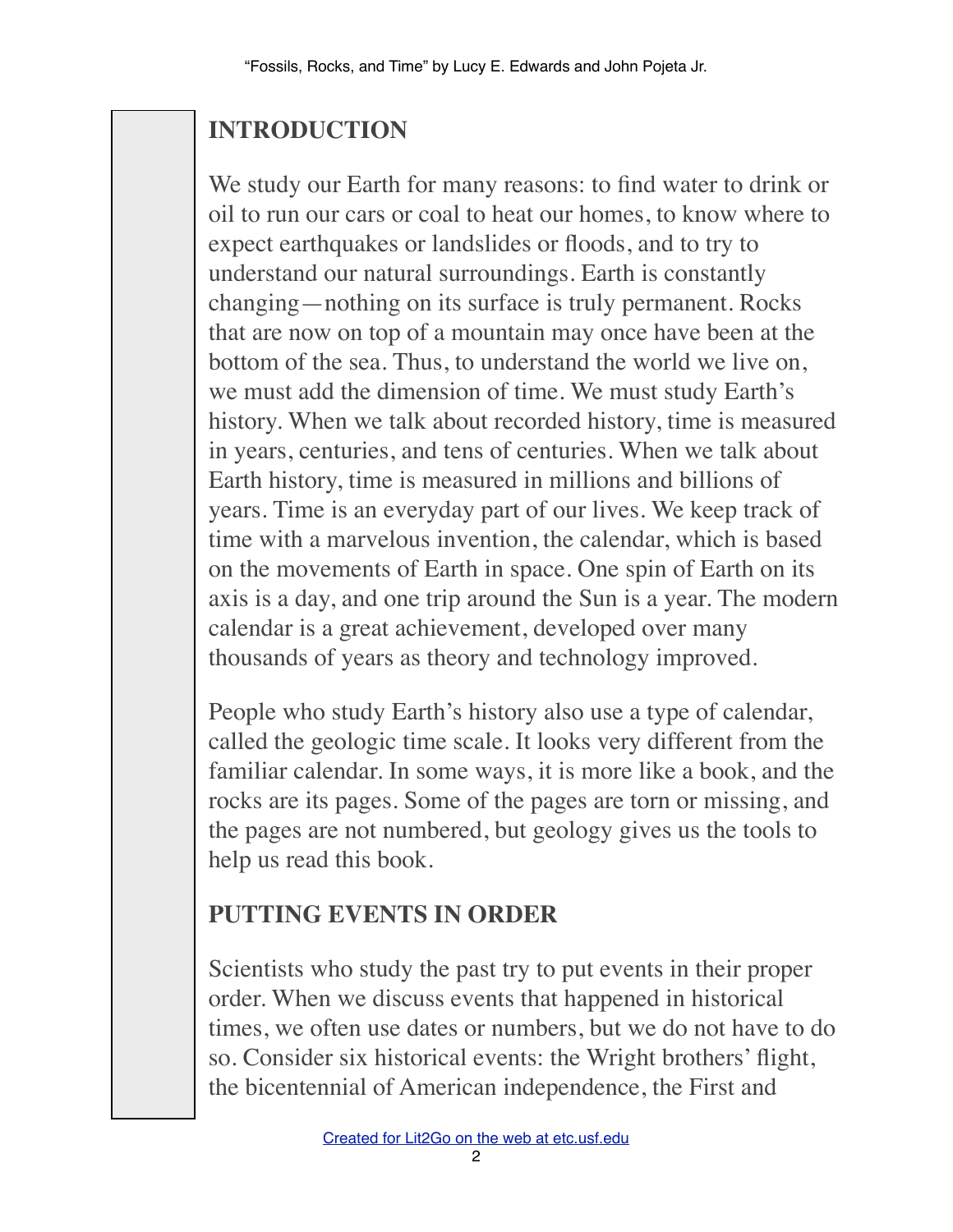## INTRODUCTION

We study our Earth for many reasons: to find water to drink or oil to run our cars or coal to heat our homes, to know where to expect earthquakes or landslides or floods, and to try to understand our natural surroundings. Earth is constantly changing—nothing on its surface is truly permanent. Rocks that are now on top of a mountain may once have been at the bottom of the sea. Thus, to understand the world we live on, we must add the dimension of time. We must study Earth's history. When we talk about recorded history, time is measured in years, centuries, and tens of centuries. When we talk about Earth history, time is measured in millions and billions of years. Time is an everyday part of our lives. We keep track of time with a marvelous invention, the calendar, which is based on the movements of Earth in space. One spin of Earth on its axis is a day, and one trip around the Sun is a year. The modern calendar is a great achievement, developed over many thousands of years as theory and technology improved.

People who study Earth's history also use a type of calendar, called the geologic time scale. It looks very different from the familiar calendar. In some ways, it is more like a book, and the rocks are its pages. Some of the pages are torn or missing, and the pages are not numbered, but geology gives us the tools to help us read this book.

## PUTTING EVENTS IN ORDER

Scientists who study the past try to put events in their proper order. When we discuss events that happened in historical times, we often use dates or numbers, but we do not have to do so. Consider six historical events: the Wright brothers' flight, the bicentennial of American independence, the First and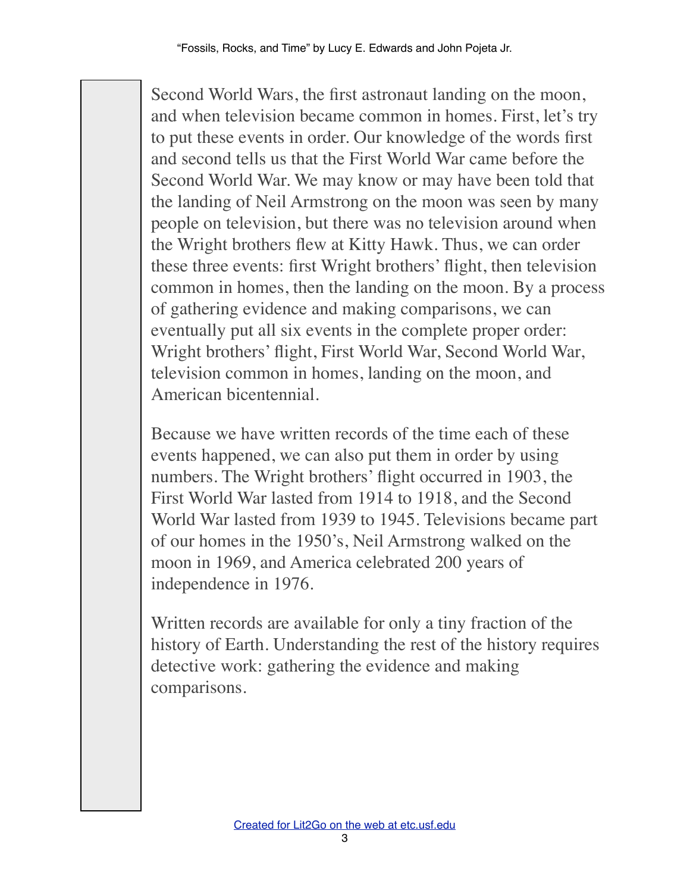Second World Wars, the first astronaut landing on the moon, and when television became common in homes. First, let's try to put these events in order. Our knowledge of the words first and second tells us that the First World War came before the Second World War. We may know or may have been told that the landing of Neil Armstrong on the moon was seen by many people on television, but there was no television around when the Wright brothers flew at Kitty Hawk. Thus, we can order these three events: first Wright brothers' flight, then television common in homes, then the landing on the moon. By a process of gathering evidence and making comparisons, we can eventually put all six events in the complete proper order: Wright brothers' flight, First World War, Second World War, television common in homes, landing on the moon, and American bicentennial.

Because we have written records of the time each of these events happened, we can also put them in order by using numbers. The Wright brothers' flight occurred in 1903, the First World War lasted from 1914 to 1918, and the Second World War lasted from 1939 to 1945. Televisions became part of our homes in the 1950's, Neil Armstrong walked on the moon in 1969, and America celebrated 200 years of independence in 1976.

Written records are available for only a tiny fraction of the history of Earth. Understanding the rest of the history requires detective work: gathering the evidence and making comparisons.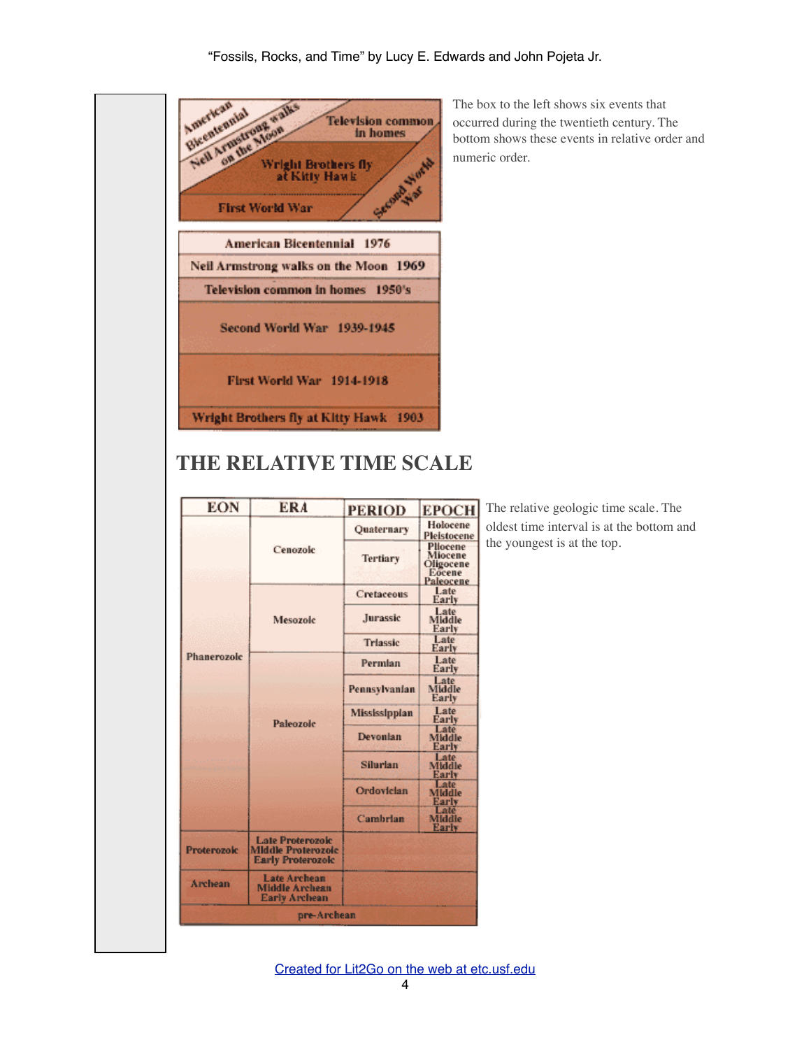| American Bicentennial | Neil Armstrong walks on the Moon | Television common in homes |
|---|---|---|
| Wright Brothers fly at Kitty Hawk | | Second World War |
| First World War | | |

| Event | Date |
|---|---|
| American Bicentennial | 1976 |
| Neil Armstrong walks on the Moon | 1969 |
| Television common in homes | 1950's |
| Second World War | 1939-1945 |
| First World War | 1914-1918 |
| Wright Brothers fly at Kitty Hawk | 1903 |

The box to the left shows six events that occurred during the twentieth century. The bottom shows these events in relative order and numeric order.

## THE RELATIVE TIME SCALE

| EON | ERA | PERIOD | EPOCH |
|---|---|---|---|
| Phanerozoic | Cenozoic | Quaternary | Holocene, Pleistocene |
| | | Tertiary | Pliocene, Miocene, Oligocene, Eocene, Paleocene |
| | Mesozoic | Cretaceous | Late, Early |
| | | Jurassic | Late, Middle, Early |
| | | Triassic | Late, Early |
| | Paleozoic | Permian | Late, Early |
| | | Pennsylvanian | Late, Middle, Early |
| | | Mississippian | Late, Early |
| | | Devonian | Late, Middle, Early |
| | | Silurian | Late, Middle, Early |
| | | Ordovician | Late, Middle, Early |
| | | Cambrian | Late, Middle, Early |
| Proterozoic | Late Proterozoic, Middle Proterozoic, Early Proterozoic | | |
| Archean | Late Archean, Middle Archean, Early Archean | | |
| pre-Archean | | | |

The relative geologic time scale. The oldest time interval is at the bottom and the youngest is at the top.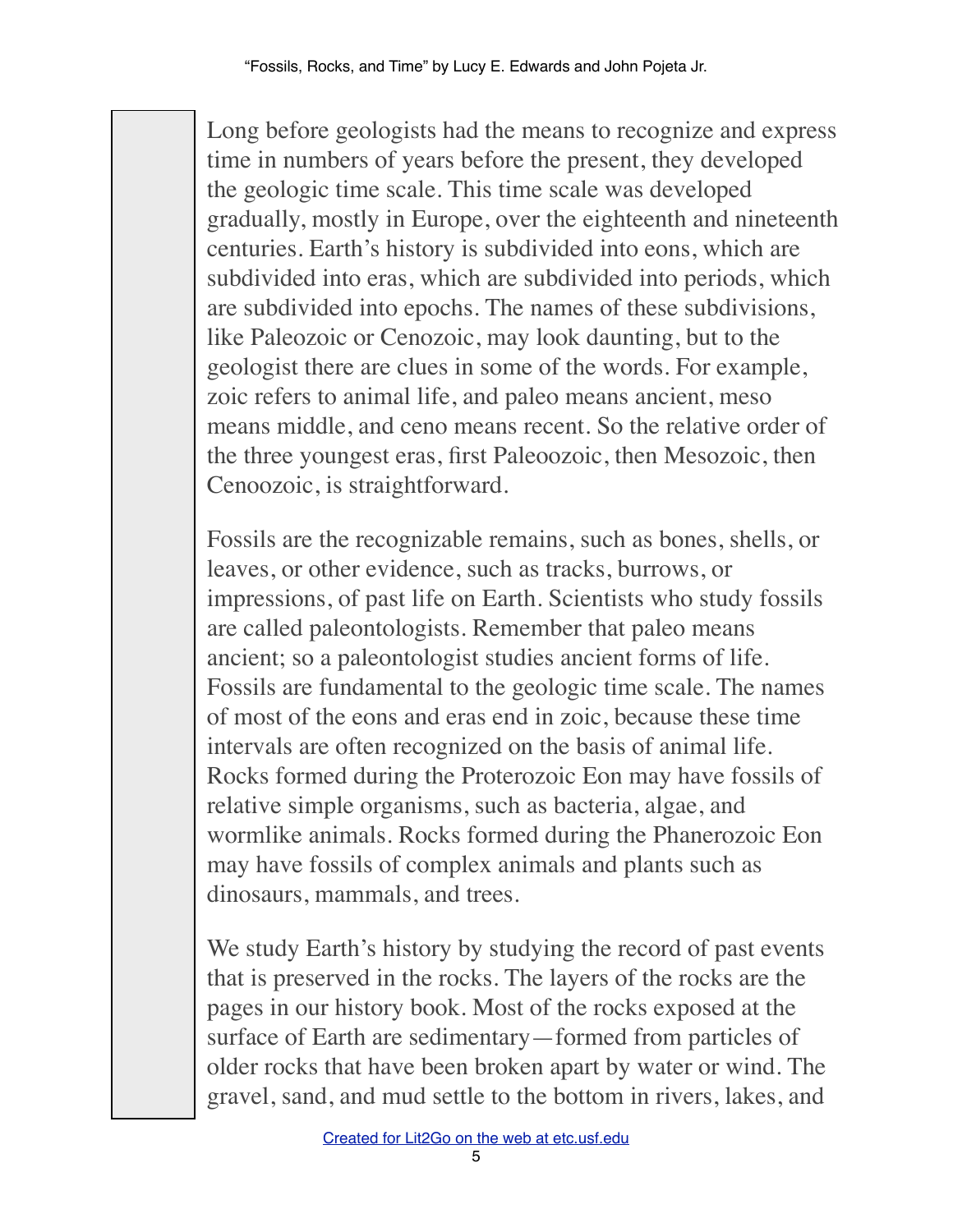Long before geologists had the means to recognize and express time in numbers of years before the present, they developed the geologic time scale. This time scale was developed gradually, mostly in Europe, over the eighteenth and nineteenth centuries. Earth's history is subdivided into eons, which are subdivided into eras, which are subdivided into periods, which are subdivided into epochs. The names of these subdivisions, like Paleozoic or Cenozoic, may look daunting, but to the geologist there are clues in some of the words. For example, zoic refers to animal life, and paleo means ancient, meso means middle, and ceno means recent. So the relative order of the three youngest eras, first Paleoozoic, then Mesozoic, then Cenoozoic, is straightforward.

Fossils are the recognizable remains, such as bones, shells, or leaves, or other evidence, such as tracks, burrows, or impressions, of past life on Earth. Scientists who study fossils are called paleontologists. Remember that paleo means ancient; so a paleontologist studies ancient forms of life. Fossils are fundamental to the geologic time scale. The names of most of the eons and eras end in zoic, because these time intervals are often recognized on the basis of animal life. Rocks formed during the Proterozoic Eon may have fossils of relative simple organisms, such as bacteria, algae, and wormlike animals. Rocks formed during the Phanerozoic Eon may have fossils of complex animals and plants such as dinosaurs, mammals, and trees.

We study Earth's history by studying the record of past events that is preserved in the rocks. The layers of the rocks are the pages in our history book. Most of the rocks exposed at the surface of Earth are sedimentary—formed from particles of older rocks that have been broken apart by water or wind. The gravel, sand, and mud settle to the bottom in rivers, lakes, and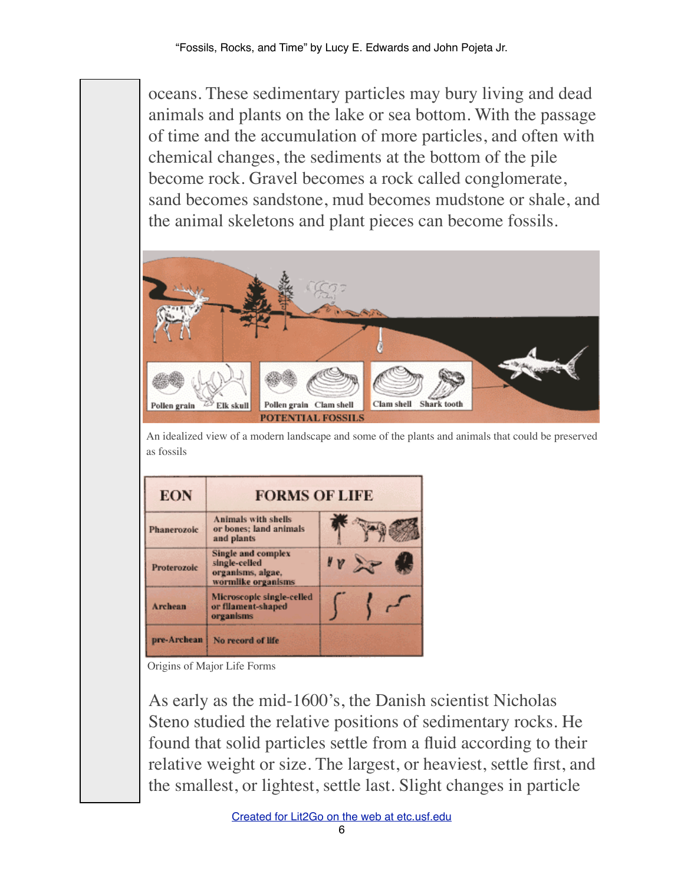oceans. These sedimentary particles may bury living and dead animals and plants on the lake or sea bottom. With the passage of time and the accumulation of more particles, and often with chemical changes, the sediments at the bottom of the pile become rock. Gravel becomes a rock called conglomerate, sand becomes sandstone, mud becomes mudstone or shale, and the animal skeletons and plant pieces can become fossils.

An idealized view of a modern landscape and some of the plants and animals that could be preserved as fossils

| EON | FORMS OF LIFE |
| --- | --- |
| Phanerozoic | Animals with shells or bones; land animals and plants |
| Proterozoic | Single and complex single-celled organisms, algae, wormlike organisms |
| Archean | Microscopic single-celled or filament-shaped organisms |
| pre-Archean | No record of life |

Origins of Major Life Forms

As early as the mid-1600's, the Danish scientist Nicholas Steno studied the relative positions of sedimentary rocks. He found that solid particles settle from a fluid according to their relative weight or size. The largest, or heaviest, settle first, and the smallest, or lightest, settle last. Slight changes in particle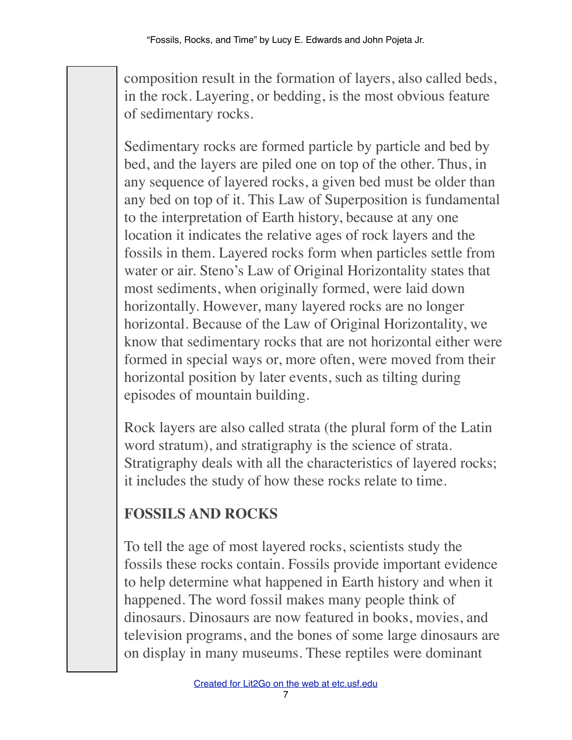composition result in the formation of layers, also called beds, in the rock. Layering, or bedding, is the most obvious feature of sedimentary rocks.

Sedimentary rocks are formed particle by particle and bed by bed, and the layers are piled one on top of the other. Thus, in any sequence of layered rocks, a given bed must be older than any bed on top of it. This Law of Superposition is fundamental to the interpretation of Earth history, because at any one location it indicates the relative ages of rock layers and the fossils in them. Layered rocks form when particles settle from water or air. Steno's Law of Original Horizontality states that most sediments, when originally formed, were laid down horizontally. However, many layered rocks are no longer horizontal. Because of the Law of Original Horizontality, we know that sedimentary rocks that are not horizontal either were formed in special ways or, more often, were moved from their horizontal position by later events, such as tilting during episodes of mountain building.

Rock layers are also called strata (the plural form of the Latin word stratum), and stratigraphy is the science of strata. Stratigraphy deals with all the characteristics of layered rocks; it includes the study of how these rocks relate to time.

## FOSSILS AND ROCKS

To tell the age of most layered rocks, scientists study the fossils these rocks contain. Fossils provide important evidence to help determine what happened in Earth history and when it happened. The word fossil makes many people think of dinosaurs. Dinosaurs are now featured in books, movies, and television programs, and the bones of some large dinosaurs are on display in many museums. These reptiles were dominant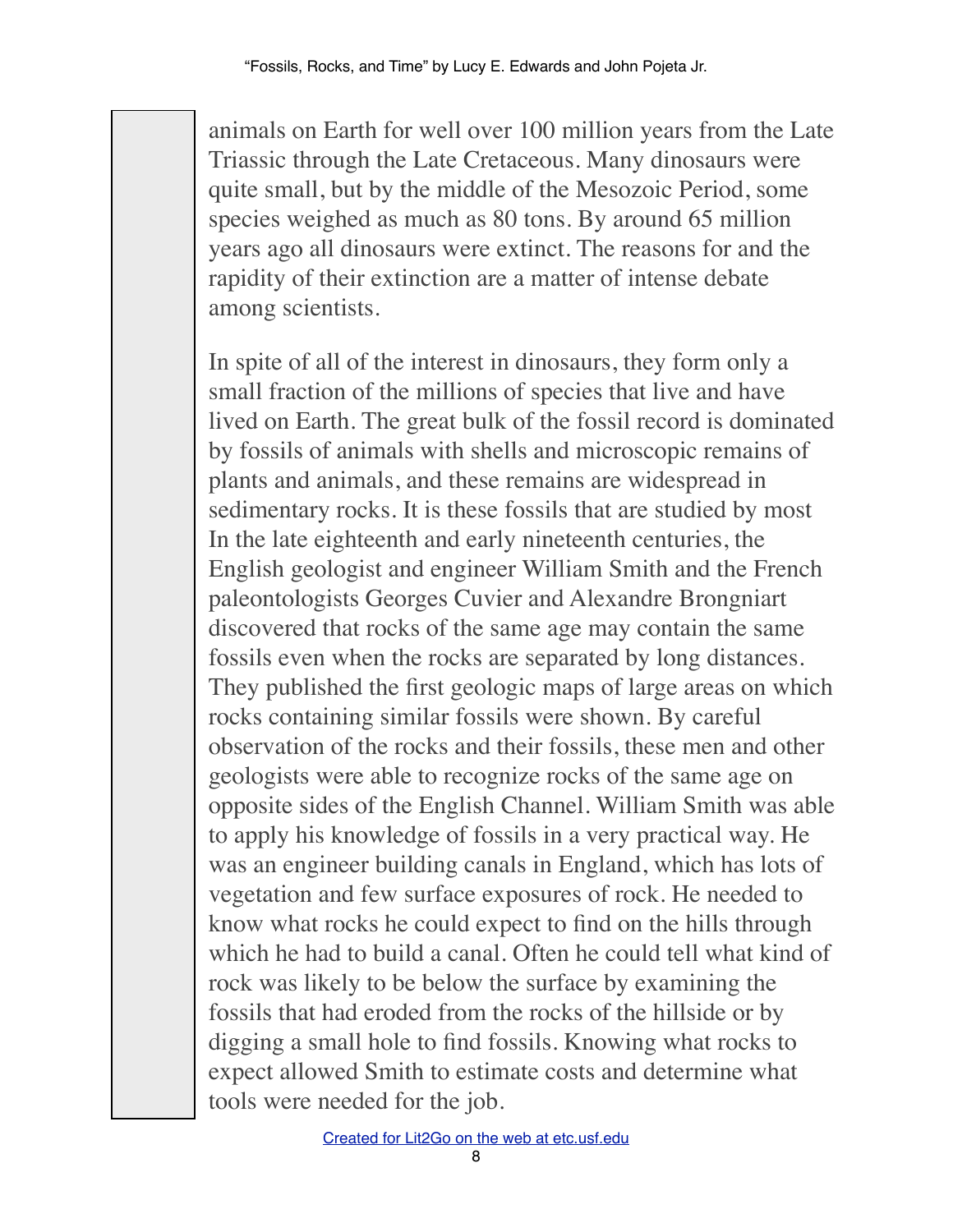animals on Earth for well over 100 million years from the Late Triassic through the Late Cretaceous. Many dinosaurs were quite small, but by the middle of the Mesozoic Period, some species weighed as much as 80 tons. By around 65 million years ago all dinosaurs were extinct. The reasons for and the rapidity of their extinction are a matter of intense debate among scientists.

In spite of all of the interest in dinosaurs, they form only a small fraction of the millions of species that live and have lived on Earth. The great bulk of the fossil record is dominated by fossils of animals with shells and microscopic remains of plants and animals, and these remains are widespread in sedimentary rocks. It is these fossils that are studied by most In the late eighteenth and early nineteenth centuries, the English geologist and engineer William Smith and the French paleontologists Georges Cuvier and Alexandre Brongniart discovered that rocks of the same age may contain the same fossils even when the rocks are separated by long distances. They published the first geologic maps of large areas on which rocks containing similar fossils were shown. By careful observation of the rocks and their fossils, these men and other geologists were able to recognize rocks of the same age on opposite sides of the English Channel. William Smith was able to apply his knowledge of fossils in a very practical way. He was an engineer building canals in England, which has lots of vegetation and few surface exposures of rock. He needed to know what rocks he could expect to find on the hills through which he had to build a canal. Often he could tell what kind of rock was likely to be below the surface by examining the fossils that had eroded from the rocks of the hillside or by digging a small hole to find fossils. Knowing what rocks to expect allowed Smith to estimate costs and determine what tools were needed for the job.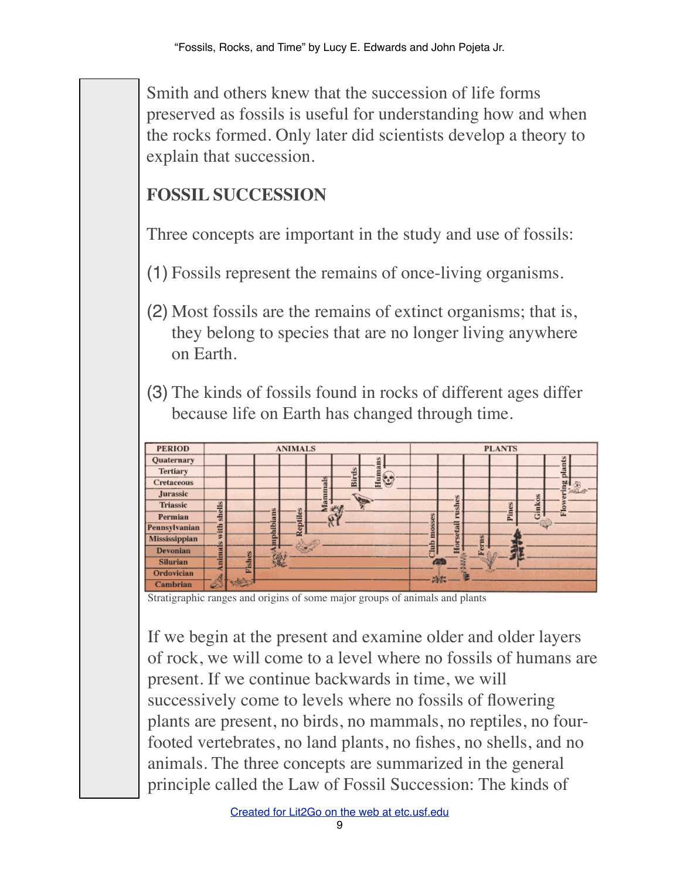Smith and others knew that the succession of life forms preserved as fossils is useful for understanding how and when the rocks formed. Only later did scientists develop a theory to explain that succession.

## FOSSIL SUCCESSION

Three concepts are important in the study and use of fossils:

(1) Fossils represent the remains of once-living organisms.

(2) Most fossils are the remains of extinct organisms; that is, they belong to species that are no longer living anywhere on Earth.

(3) The kinds of fossils found in rocks of different ages differ because life on Earth has changed through time.

Stratigraphic ranges and origins of some major groups of animals and plants

If we begin at the present and examine older and older layers of rock, we will come to a level where no fossils of humans are present. If we continue backwards in time, we will successively come to levels where no fossils of flowering plants are present, no birds, no mammals, no reptiles, no four-footed vertebrates, no land plants, no fishes, no shells, and no animals. The three concepts are summarized in the general principle called the Law of Fossil Succession: The kinds of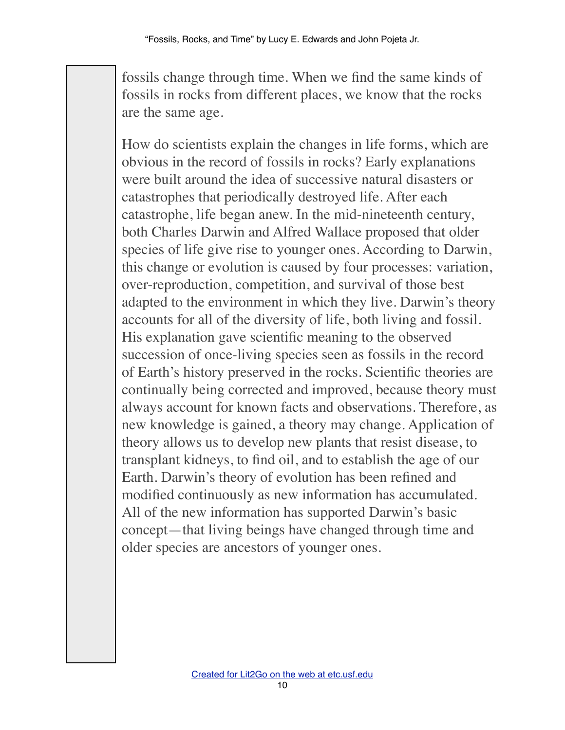fossils change through time. When we find the same kinds of fossils in rocks from different places, we know that the rocks are the same age.

How do scientists explain the changes in life forms, which are obvious in the record of fossils in rocks? Early explanations were built around the idea of successive natural disasters or catastrophes that periodically destroyed life. After each catastrophe, life began anew. In the mid-nineteenth century, both Charles Darwin and Alfred Wallace proposed that older species of life give rise to younger ones. According to Darwin, this change or evolution is caused by four processes: variation, over-reproduction, competition, and survival of those best adapted to the environment in which they live. Darwin's theory accounts for all of the diversity of life, both living and fossil. His explanation gave scientific meaning to the observed succession of once-living species seen as fossils in the record of Earth's history preserved in the rocks. Scientific theories are continually being corrected and improved, because theory must always account for known facts and observations. Therefore, as new knowledge is gained, a theory may change. Application of theory allows us to develop new plants that resist disease, to transplant kidneys, to find oil, and to establish the age of our Earth. Darwin's theory of evolution has been refined and modified continuously as new information has accumulated. All of the new information has supported Darwin's basic concept—that living beings have changed through time and older species are ancestors of younger ones.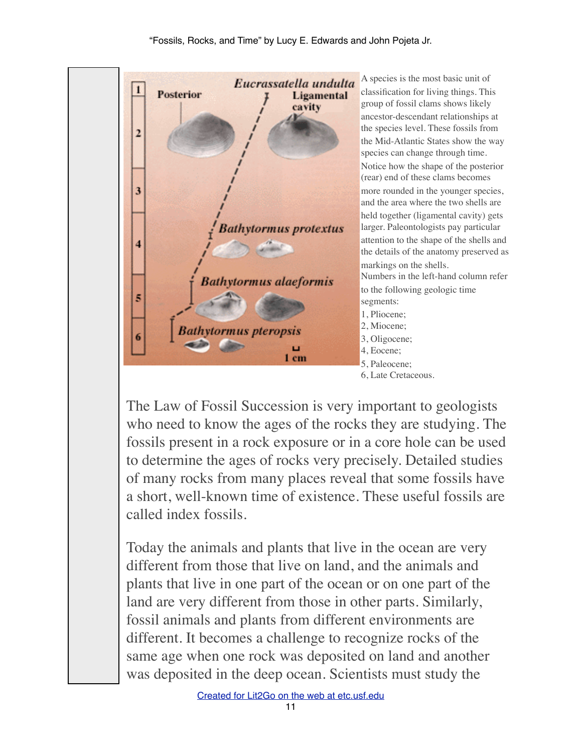A species is the most basic unit of classification for living things. This group of fossil clams shows likely ancestor-descendant relationships at the species level. These fossils from the Mid-Atlantic States show the way species can change through time. Notice how the shape of the posterior (rear) end of these clams becomes more rounded in the younger species, and the area where the two shells are held together (ligamental cavity) gets larger. Paleontologists pay particular attention to the shape of the shells and the details of the anatomy preserved as markings on the shells.
Numbers in the left-hand column refer to the following geologic time segments:
1, Pliocene;
2, Miocene;
3, Oligocene;
4, Eocene;
5, Paleocene;
6, Late Cretaceous.

The Law of Fossil Succession is very important to geologists who need to know the ages of the rocks they are studying. The fossils present in a rock exposure or in a core hole can be used to determine the ages of rocks very precisely. Detailed studies of many rocks from many places reveal that some fossils have a short, well-known time of existence. These useful fossils are called index fossils.

Today the animals and plants that live in the ocean are very different from those that live on land, and the animals and plants that live in one part of the ocean or on one part of the land are very different from those in other parts. Similarly, fossil animals and plants from different environments are different. It becomes a challenge to recognize rocks of the same age when one rock was deposited on land and another was deposited in the deep ocean. Scientists must study the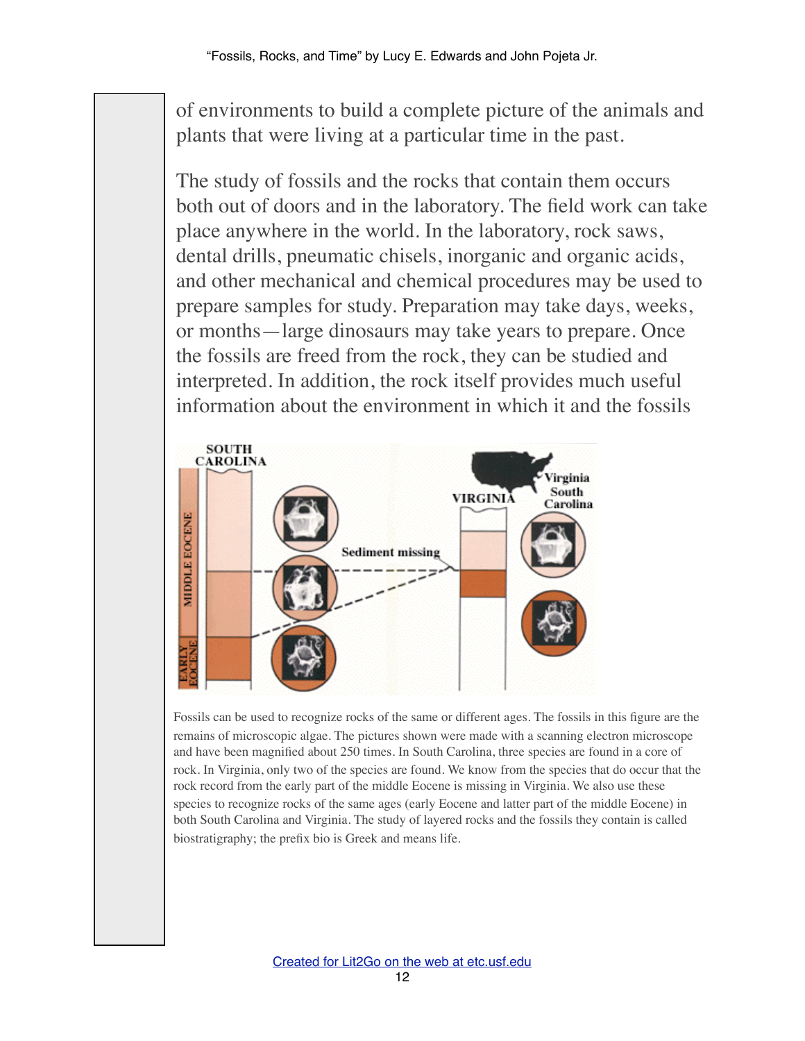of environments to build a complete picture of the animals and plants that were living at a particular time in the past.

The study of fossils and the rocks that contain them occurs both out of doors and in the laboratory. The field work can take place anywhere in the world. In the laboratory, rock saws, dental drills, pneumatic chisels, inorganic and organic acids, and other mechanical and chemical procedures may be used to prepare samples for study. Preparation may take days, weeks, or months—large dinosaurs may take years to prepare. Once the fossils are freed from the rock, they can be studied and interpreted. In addition, the rock itself provides much useful information about the environment in which it and the fossils

Fossils can be used to recognize rocks of the same or different ages. The fossils in this figure are the remains of microscopic algae. The pictures shown were made with a scanning electron microscope and have been magnified about 250 times. In South Carolina, three species are found in a core of rock. In Virginia, only two of the species are found. We know from the species that do occur that the rock record from the early part of the middle Eocene is missing in Virginia. We also use these species to recognize rocks of the same ages (early Eocene and latter part of the middle Eocene) in both South Carolina and Virginia. The study of layered rocks and the fossils they contain is called biostratigraphy; the prefix bio is Greek and means life.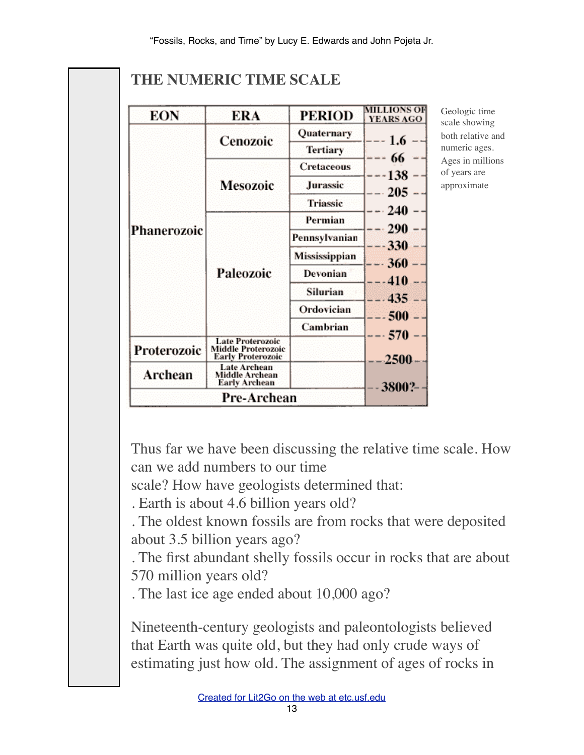## THE NUMERIC TIME SCALE

| EON | ERA | PERIOD | MILLIONS OF YEARS AGO |
|---|---|---|---|
| Phanerozoic | Cenozoic | Quaternary | |
| | | | 1.6 |
| | | Tertiary | |
| | | | 66 |
| | Mesozoic | Cretaceous | |
| | | | 138 |
| | | Jurassic | |
| | | | 205 |
| | | Triassic | |
| | | | 240 |
| | Paleozoic | Permian | |
| | | | 290 |
| | | Pennsylvanian | |
| | | | 330 |
| | | Mississippian | |
| | | | 360 |
| | | Devonian | |
| | | | 410 |
| | | Silurian | |
| | | | 435 |
| | | Ordovician | |
| | | | 500 |
| | | Cambrian | |
| | | | 570 |
| Proterozoic | Late Proterozoic, Middle Proterozoic, Early Proterozoic | | |
| | | | 2500 |
| Archean | Late Archean, Middle Archean, Early Archean | | |
| | | | 3800? |
| Pre-Archean | | | |

Geologic time scale showing both relative and numeric ages. Ages in millions of years are approximate

Thus far we have been discussing the relative time scale. How can we add numbers to our time scale? How have geologists determined that:

- Earth is about 4.6 billion years old?
- The oldest known fossils are from rocks that were deposited about 3.5 billion years ago?
- The first abundant shelly fossils occur in rocks that are about 570 million years old?
- The last ice age ended about 10,000 ago?

Nineteenth-century geologists and paleontologists believed that Earth was quite old, but they had only crude ways of estimating just how old. The assignment of ages of rocks in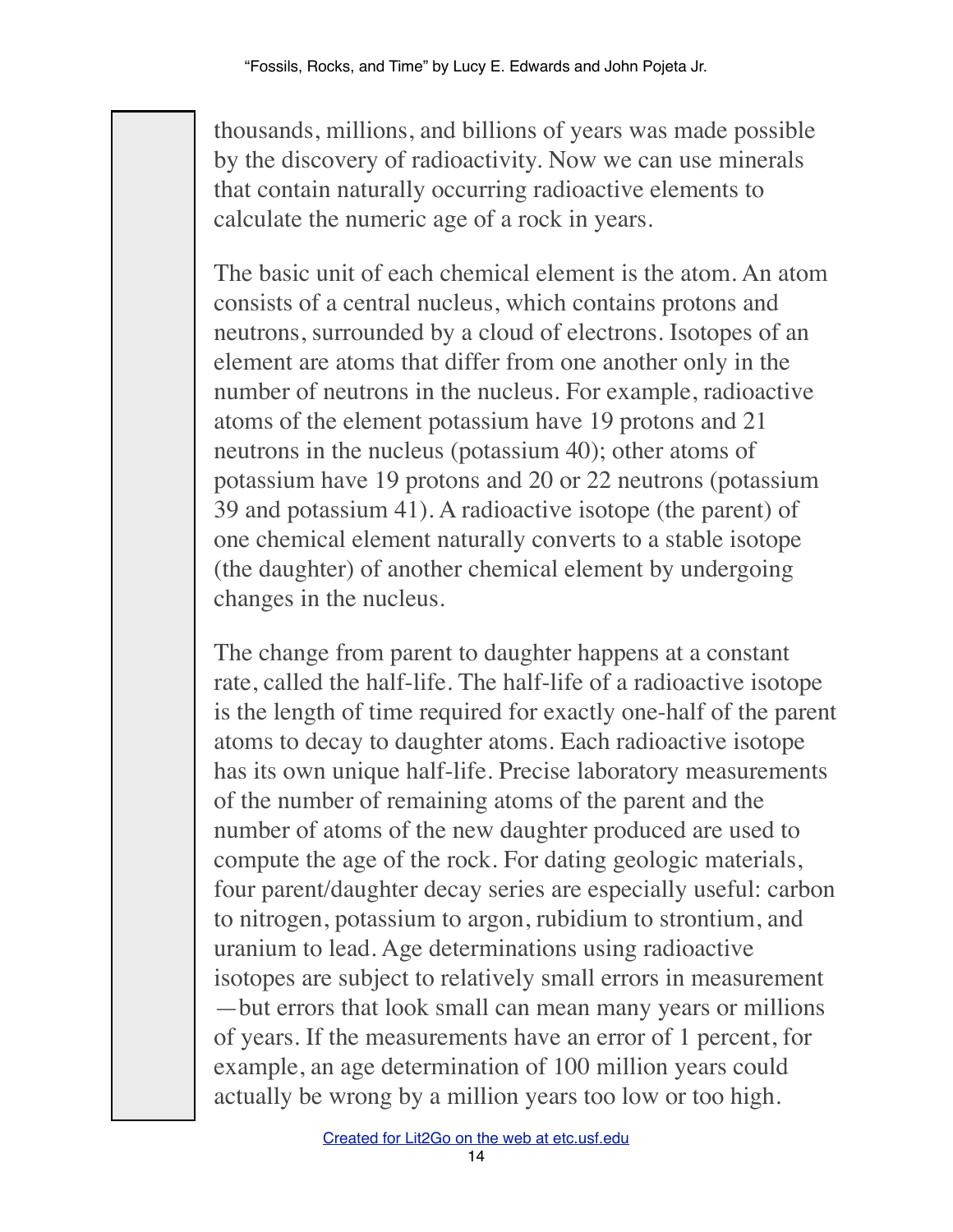thousands, millions, and billions of years was made possible by the discovery of radioactivity. Now we can use minerals that contain naturally occurring radioactive elements to calculate the numeric age of a rock in years.

The basic unit of each chemical element is the atom. An atom consists of a central nucleus, which contains protons and neutrons, surrounded by a cloud of electrons. Isotopes of an element are atoms that differ from one another only in the number of neutrons in the nucleus. For example, radioactive atoms of the element potassium have 19 protons and 21 neutrons in the nucleus (potassium 40); other atoms of potassium have 19 protons and 20 or 22 neutrons (potassium 39 and potassium 41). A radioactive isotope (the parent) of one chemical element naturally converts to a stable isotope (the daughter) of another chemical element by undergoing changes in the nucleus.

The change from parent to daughter happens at a constant rate, called the half-life. The half-life of a radioactive isotope is the length of time required for exactly one-half of the parent atoms to decay to daughter atoms. Each radioactive isotope has its own unique half-life. Precise laboratory measurements of the number of remaining atoms of the parent and the number of atoms of the new daughter produced are used to compute the age of the rock. For dating geologic materials, four parent/daughter decay series are especially useful: carbon to nitrogen, potassium to argon, rubidium to strontium, and uranium to lead. Age determinations using radioactive isotopes are subject to relatively small errors in measurement—but errors that look small can mean many years or millions of years. If the measurements have an error of 1 percent, for example, an age determination of 100 million years could actually be wrong by a million years too low or too high.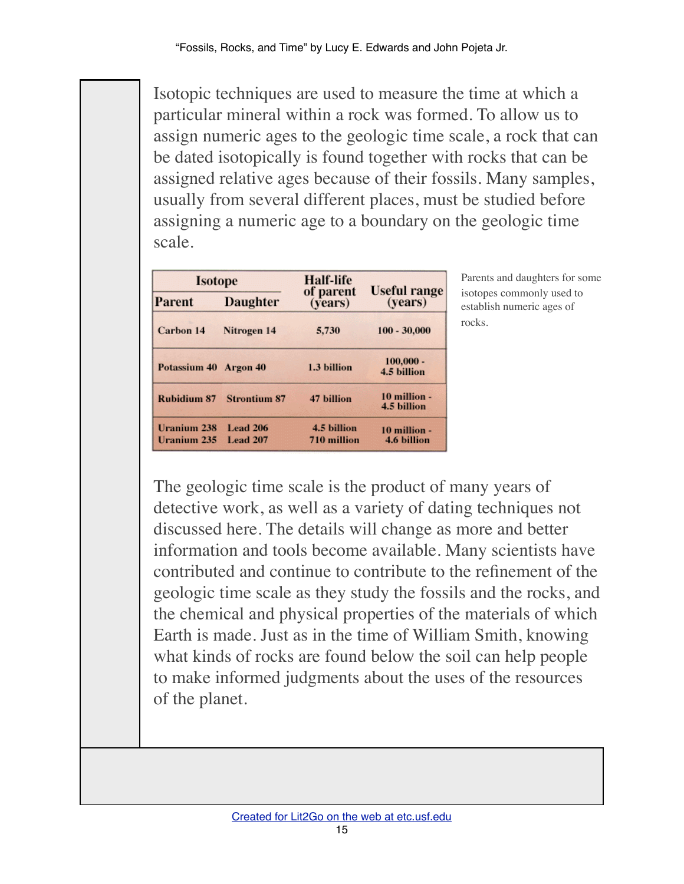Isotopic techniques are used to measure the time at which a particular mineral within a rock was formed. To allow us to assign numeric ages to the geologic time scale, a rock that can be dated isotopically is found together with rocks that can be assigned relative ages because of their fossils. Many samples, usually from several different places, must be studied before assigning a numeric age to a boundary on the geologic time scale.

| Isotope | | Half-life of parent (years) | Useful range (years) |
|---|---|---|---|
| **Parent** | **Daughter** | | |
| Carbon 14 | Nitrogen 14 | 5,730 | 100 - 30,000 |
| Potassium 40 | Argon 40 | 1.3 billion | 100,000 - 4.5 billion |
| Rubidium 87 | Strontium 87 | 47 billion | 10 million - 4.5 billion |
| Uranium 238<br>Uranium 235 | Lead 206<br>Lead 207 | 4.5 billion<br>710 million | 10 million - 4.6 billion |

Parents and daughters for some isotopes commonly used to establish numeric ages of rocks.

The geologic time scale is the product of many years of detective work, as well as a variety of dating techniques not discussed here. The details will change as more and better information and tools become available. Many scientists have contributed and continue to contribute to the refinement of the geologic time scale as they study the fossils and the rocks, and the chemical and physical properties of the materials of which Earth is made. Just as in the time of William Smith, knowing what kinds of rocks are found below the soil can help people to make informed judgments about the uses of the resources of the planet.